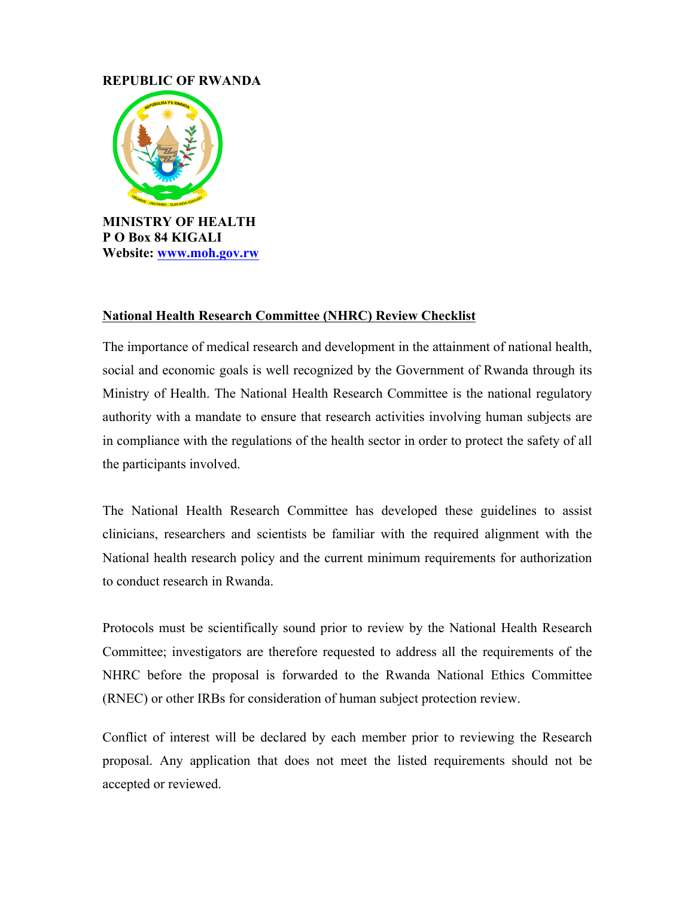**REPUBLIC OF RWANDA**

**MINISTRY OF HEALTH**
**P O Box 84 KIGALI**
**Website: [www.moh.gov.rw](http://www.moh.gov.rw)**

## National Health Research Committee (NHRC) Review Checklist

The importance of medical research and development in the attainment of national health, social and economic goals is well recognized by the Government of Rwanda through its Ministry of Health. The National Health Research Committee is the national regulatory authority with a mandate to ensure that research activities involving human subjects are in compliance with the regulations of the health sector in order to protect the safety of all the participants involved.

The National Health Research Committee has developed these guidelines to assist clinicians, researchers and scientists be familiar with the required alignment with the National health research policy and the current minimum requirements for authorization to conduct research in Rwanda.

Protocols must be scientifically sound prior to review by the National Health Research Committee; investigators are therefore requested to address all the requirements of the NHRC before the proposal is forwarded to the Rwanda National Ethics Committee (RNEC) or other IRBs for consideration of human subject protection review.

Conflict of interest will be declared by each member prior to reviewing the Research proposal. Any application that does not meet the listed requirements should not be accepted or reviewed.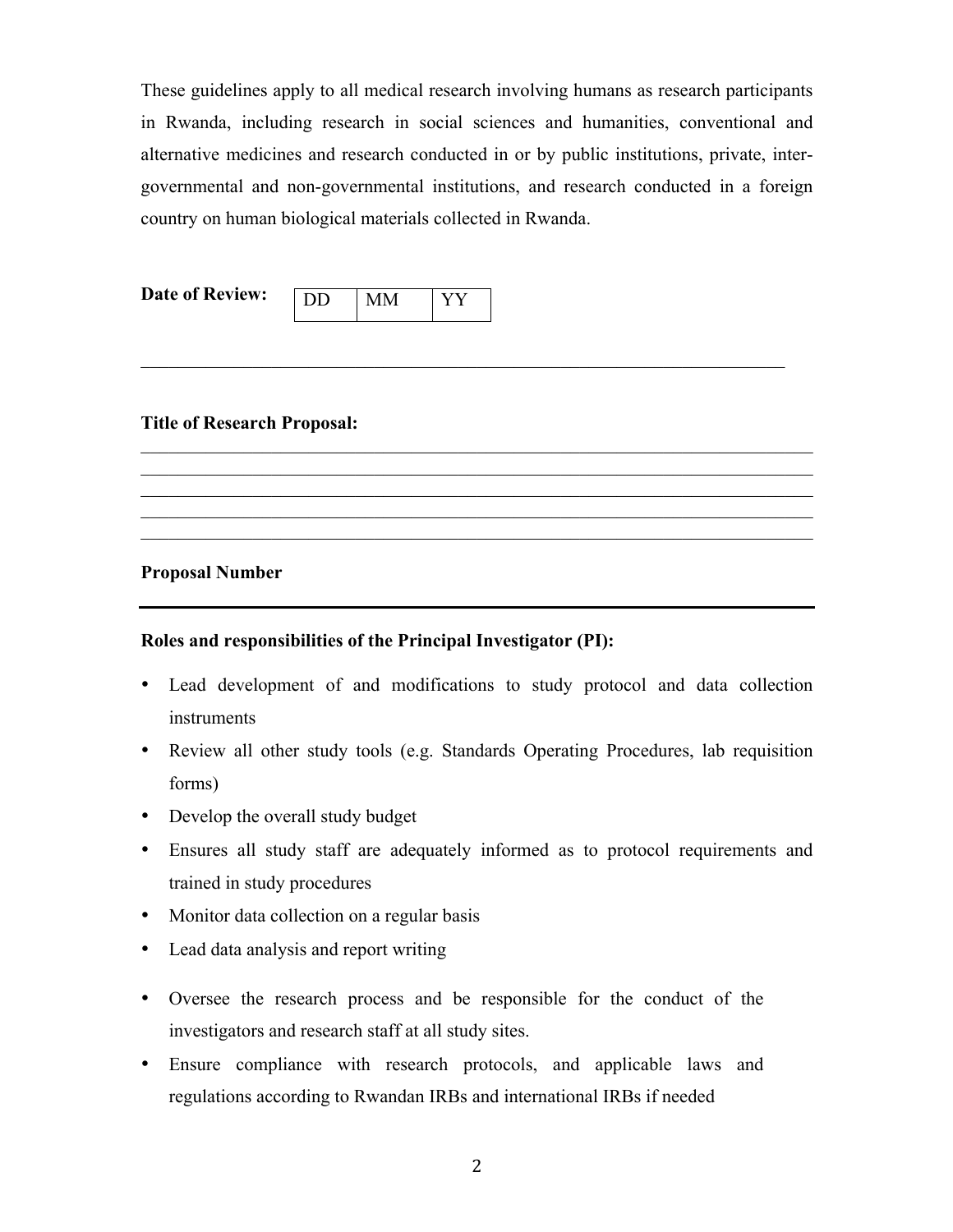These guidelines apply to all medical research involving humans as research participants in Rwanda, including research in social sciences and humanities, conventional and alternative medicines and research conducted in or by public institutions, private, inter-governmental and non-governmental institutions, and research conducted in a foreign country on human biological materials collected in Rwanda.

**Date of Review:**

| DD | MM | YY |
|---|---|---|

______________________________________________________________________________

**Title of Research Proposal:**

______________________________________________________________________________
______________________________________________________________________________
______________________________________________________________________________
______________________________________________________________________________
______________________________________________________________________________

**Proposal Number**

---

**Roles and responsibilities of the Principal Investigator (PI):**

- Lead development of and modifications to study protocol and data collection instruments
- Review all other study tools (e.g. Standards Operating Procedures, lab requisition forms)
- Develop the overall study budget
- Ensures all study staff are adequately informed as to protocol requirements and trained in study procedures
- Monitor data collection on a regular basis
- Lead data analysis and report writing
- Oversee the research process and be responsible for the conduct of the investigators and research staff at all study sites.
- Ensure compliance with research protocols, and applicable laws and regulations according to Rwandan IRBs and international IRBs if needed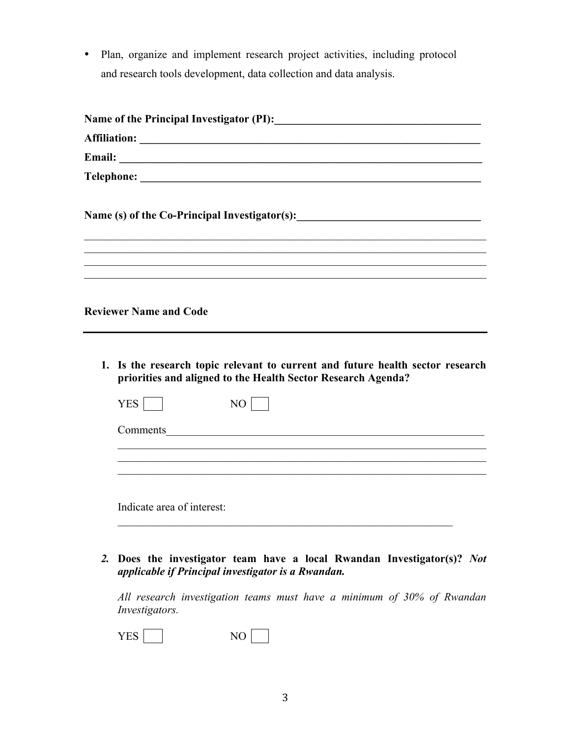- Plan, organize and implement research project activities, including protocol and research tools development, data collection and data analysis.

**Name of the Principal Investigator (PI):______________________________________**

**Affiliation: ______________________________________________________________**

**Email: __________________________________________________________________**

**Telephone: _______________________________________________________________**

**Name (s) of the Co-Principal Investigator(s):_________________________________**

___________________________________________________________________________

___________________________________________________________________________

___________________________________________________________________________

___________________________________________________________________________

**Reviewer Name and Code**

---

1. **Is the research topic relevant to current and future health sector research priorities and aligned to the Health Sector Research Agenda?**

   YES ☐ NO ☐

   Comments_____________________________________________________________

   ______________________________________________________________________

   ______________________________________________________________________

   ______________________________________________________________________

   Indicate area of interest:

   ______________________________________________________________

2. **Does the investigator team have a local Rwandan Investigator(s)?** ***Not applicable if Principal investigator is a Rwandan.***

   *All research investigation teams must have a minimum of 30% of Rwandan Investigators.*

   YES ☐ NO ☐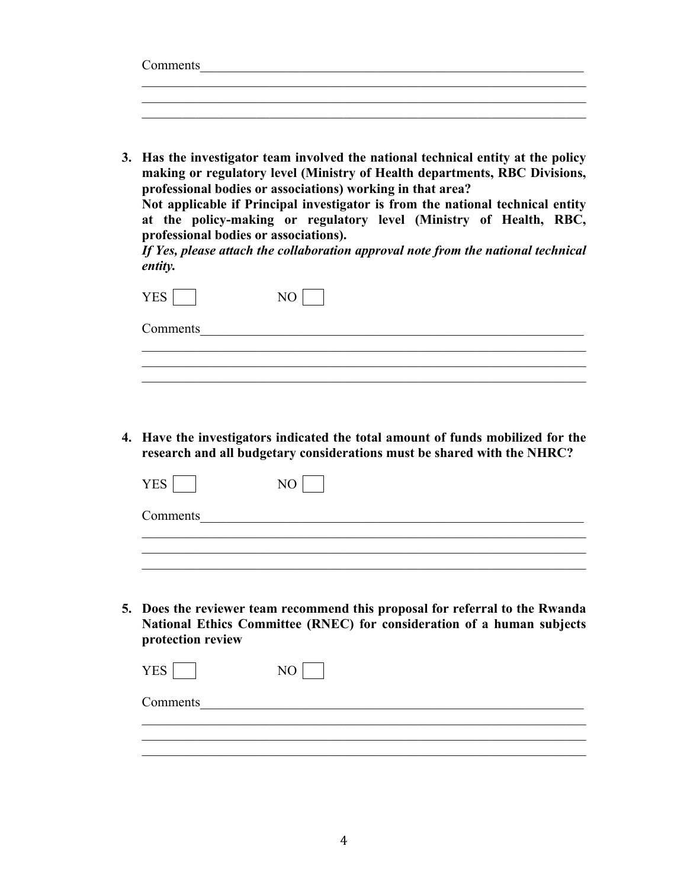Comments\_\_\_\_\_\_\_\_\_\_\_\_\_\_\_\_\_\_\_\_\_\_\_\_\_\_\_\_\_\_\_\_\_\_\_\_\_\_\_\_\_\_\_\_\_\_\_\_\_\_\_\_\_\_\_\_\_\_\_\_

\_\_\_\_\_\_\_\_\_\_\_\_\_\_\_\_\_\_\_\_\_\_\_\_\_\_\_\_\_\_\_\_\_\_\_\_\_\_\_\_\_\_\_\_\_\_\_\_\_\_\_\_\_\_\_\_\_\_\_\_\_\_\_\_\_\_

\_\_\_\_\_\_\_\_\_\_\_\_\_\_\_\_\_\_\_\_\_\_\_\_\_\_\_\_\_\_\_\_\_\_\_\_\_\_\_\_\_\_\_\_\_\_\_\_\_\_\_\_\_\_\_\_\_\_\_\_\_\_\_\_\_\_

\_\_\_\_\_\_\_\_\_\_\_\_\_\_\_\_\_\_\_\_\_\_\_\_\_\_\_\_\_\_\_\_\_\_\_\_\_\_\_\_\_\_\_\_\_\_\_\_\_\_\_\_\_\_\_\_\_\_\_\_\_\_\_\_\_\_

3. **Has the investigator team involved the national technical entity at the policy making or regulatory level (Ministry of Health departments, RBC Divisions, professional bodies or associations) working in that area?**
   **Not applicable if Principal investigator is from the national technical entity at the policy-making or regulatory level (Ministry of Health, RBC, professional bodies or associations).**
   ***If Yes, please attach the collaboration approval note from the national technical entity.***

   YES ☐ NO ☐

   Comments\_\_\_\_\_\_\_\_\_\_\_\_\_\_\_\_\_\_\_\_\_\_\_\_\_\_\_\_\_\_\_\_\_\_\_\_\_\_\_\_\_\_\_\_\_\_\_\_\_\_\_\_\_\_\_\_\_\_\_\_

   \_\_\_\_\_\_\_\_\_\_\_\_\_\_\_\_\_\_\_\_\_\_\_\_\_\_\_\_\_\_\_\_\_\_\_\_\_\_\_\_\_\_\_\_\_\_\_\_\_\_\_\_\_\_\_\_\_\_\_\_\_\_\_\_\_\_

   \_\_\_\_\_\_\_\_\_\_\_\_\_\_\_\_\_\_\_\_\_\_\_\_\_\_\_\_\_\_\_\_\_\_\_\_\_\_\_\_\_\_\_\_\_\_\_\_\_\_\_\_\_\_\_\_\_\_\_\_\_\_\_\_\_\_

   \_\_\_\_\_\_\_\_\_\_\_\_\_\_\_\_\_\_\_\_\_\_\_\_\_\_\_\_\_\_\_\_\_\_\_\_\_\_\_\_\_\_\_\_\_\_\_\_\_\_\_\_\_\_\_\_\_\_\_\_\_\_\_\_\_\_

4. **Have the investigators indicated the total amount of funds mobilized for the research and all budgetary considerations must be shared with the NHRC?**

   YES ☐ NO ☐

   Comments\_\_\_\_\_\_\_\_\_\_\_\_\_\_\_\_\_\_\_\_\_\_\_\_\_\_\_\_\_\_\_\_\_\_\_\_\_\_\_\_\_\_\_\_\_\_\_\_\_\_\_\_\_\_\_\_\_\_\_\_

   \_\_\_\_\_\_\_\_\_\_\_\_\_\_\_\_\_\_\_\_\_\_\_\_\_\_\_\_\_\_\_\_\_\_\_\_\_\_\_\_\_\_\_\_\_\_\_\_\_\_\_\_\_\_\_\_\_\_\_\_\_\_\_\_\_\_

   \_\_\_\_\_\_\_\_\_\_\_\_\_\_\_\_\_\_\_\_\_\_\_\_\_\_\_\_\_\_\_\_\_\_\_\_\_\_\_\_\_\_\_\_\_\_\_\_\_\_\_\_\_\_\_\_\_\_\_\_\_\_\_\_\_\_

   \_\_\_\_\_\_\_\_\_\_\_\_\_\_\_\_\_\_\_\_\_\_\_\_\_\_\_\_\_\_\_\_\_\_\_\_\_\_\_\_\_\_\_\_\_\_\_\_\_\_\_\_\_\_\_\_\_\_\_\_\_\_\_\_\_\_

5. **Does the reviewer team recommend this proposal for referral to the Rwanda National Ethics Committee (RNEC) for consideration of a human subjects protection review**

   YES ☐ NO ☐

   Comments\_\_\_\_\_\_\_\_\_\_\_\_\_\_\_\_\_\_\_\_\_\_\_\_\_\_\_\_\_\_\_\_\_\_\_\_\_\_\_\_\_\_\_\_\_\_\_\_\_\_\_\_\_\_\_\_\_\_\_\_

   \_\_\_\_\_\_\_\_\_\_\_\_\_\_\_\_\_\_\_\_\_\_\_\_\_\_\_\_\_\_\_\_\_\_\_\_\_\_\_\_\_\_\_\_\_\_\_\_\_\_\_\_\_\_\_\_\_\_\_\_\_\_\_\_\_\_

   \_\_\_\_\_\_\_\_\_\_\_\_\_\_\_\_\_\_\_\_\_\_\_\_\_\_\_\_\_\_\_\_\_\_\_\_\_\_\_\_\_\_\_\_\_\_\_\_\_\_\_\_\_\_\_\_\_\_\_\_\_\_\_\_\_\_

   \_\_\_\_\_\_\_\_\_\_\_\_\_\_\_\_\_\_\_\_\_\_\_\_\_\_\_\_\_\_\_\_\_\_\_\_\_\_\_\_\_\_\_\_\_\_\_\_\_\_\_\_\_\_\_\_\_\_\_\_\_\_\_\_\_\_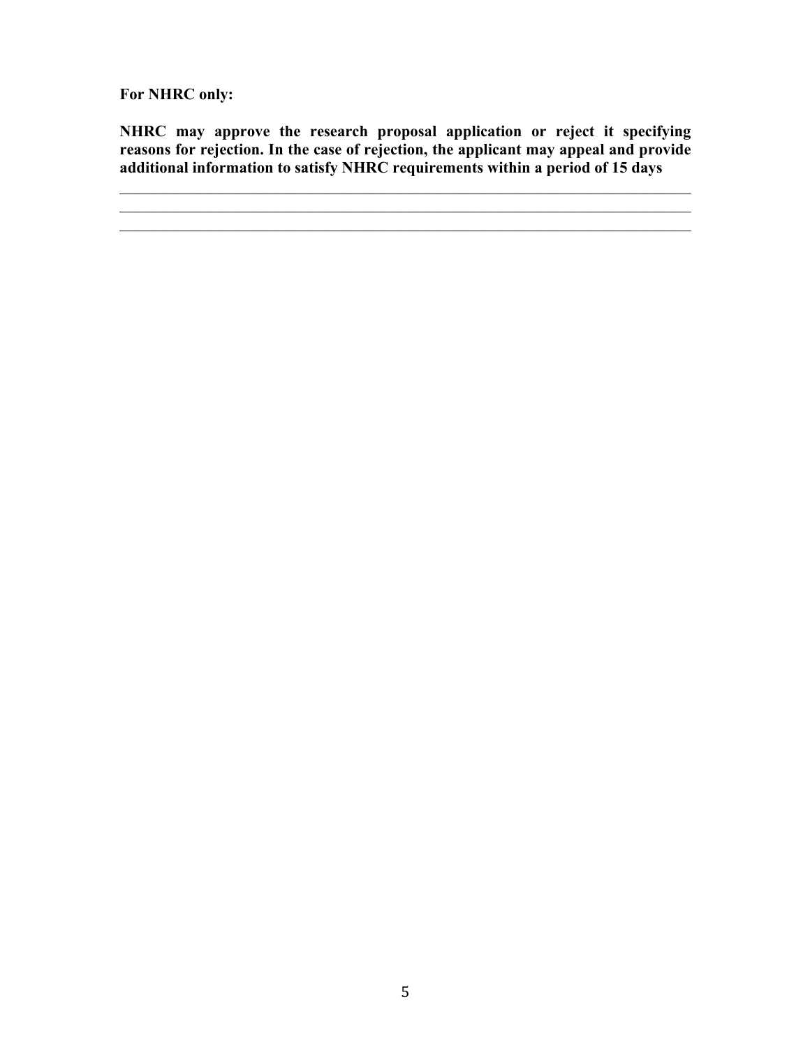**For NHRC only:**

**NHRC may approve the research proposal application or reject it specifying reasons for rejection. In the case of rejection, the applicant may appeal and provide additional information to satisfy NHRC requirements within a period of 15 days**

______________________________________________________________________________
______________________________________________________________________________
______________________________________________________________________________